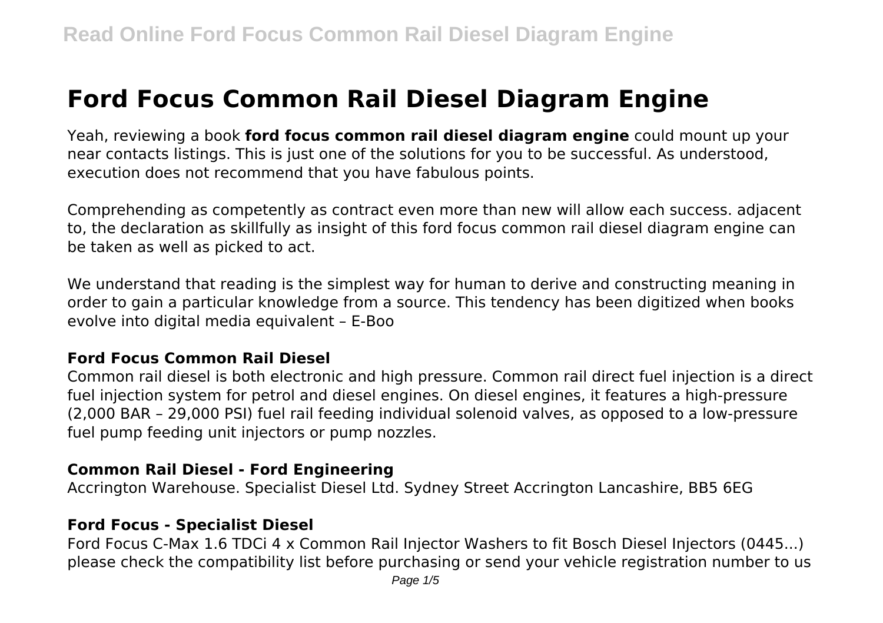# Ford Focus Common Rail Diesel Diagram Engine

Yeah, reviewing a book **ford focus common rail diesel diagram engine** could mount up your near contacts listings. This is just one of the solutions for you to be successful. As understood, execution does not recommend that you have fabulous points.

Comprehending as competently as contract even more than new will allow each success. adjacent to, the declaration as skillfully as insight of this ford focus common rail diesel diagram engine can be taken as well as picked to act.

We understand that reading is the simplest way for human to derive and constructing meaning in order to gain a particular knowledge from a source. This tendency has been digitized when books evolve into digital media equivalent – E-Boo

### Ford Focus Common Rail Diesel

Common rail diesel is both electronic and high pressure. Common rail direct fuel injection is a direct fuel injection system for petrol and diesel engines. On diesel engines, it features a high-pressure (2,000 BAR – 29,000 PSI) fuel rail feeding individual solenoid valves, as opposed to a low-pressure fuel pump feeding unit injectors or pump nozzles.

### Common Rail Diesel - Ford Engineering

Accrington Warehouse. Specialist Diesel Ltd. Sydney Street Accrington Lancashire, BB5 6EG

### Ford Focus - Specialist Diesel

Ford Focus C-Max 1.6 TDCi 4 x Common Rail Injector Washers to fit Bosch Diesel Injectors (0445...) please check the compatibility list before purchasing or send your vehicle registration number to us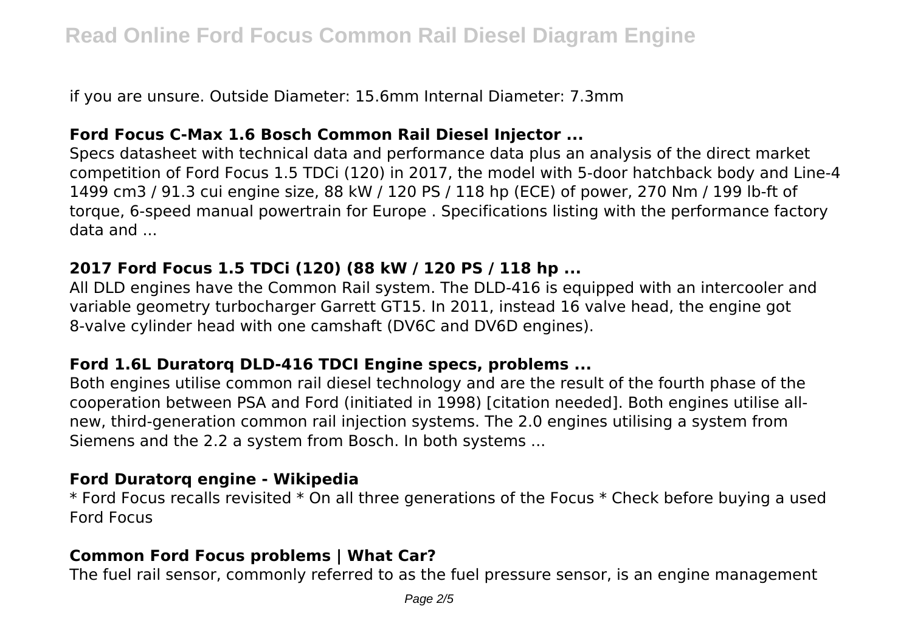if you are unsure. Outside Diameter: 15.6mm Internal Diameter: 7.3mm

### Ford Focus C-Max 1.6 Bosch Common Rail Diesel Injector ...

Specs datasheet with technical data and performance data plus an analysis of the direct market competition of Ford Focus 1.5 TDCi (120) in 2017, the model with 5-door hatchback body and Line-4 1499 cm3 / 91.3 cui engine size, 88 kW / 120 PS / 118 hp (ECE) of power, 270 Nm / 199 lb-ft of torque, 6-speed manual powertrain for Europe . Specifications listing with the performance factory data and ...

### 2017 Ford Focus 1.5 TDCi (120) (88 kW / 120 PS / 118 hp ...

All DLD engines have the Common Rail system. The DLD-416 is equipped with an intercooler and variable geometry turbocharger Garrett GT15. In 2011, instead 16 valve head, the engine got 8-valve cylinder head with one camshaft (DV6C and DV6D engines).

### Ford 1.6L Duratorq DLD-416 TDCI Engine specs, problems ...

Both engines utilise common rail diesel technology and are the result of the fourth phase of the cooperation between PSA and Ford (initiated in 1998) [citation needed]. Both engines utilise all-new, third-generation common rail injection systems. The 2.0 engines utilising a system from Siemens and the 2.2 a system from Bosch. In both systems ...

### Ford Duratorq engine - Wikipedia

* Ford Focus recalls revisited * On all three generations of the Focus * Check before buying a used Ford Focus

### Common Ford Focus problems | What Car?

The fuel rail sensor, commonly referred to as the fuel pressure sensor, is an engine management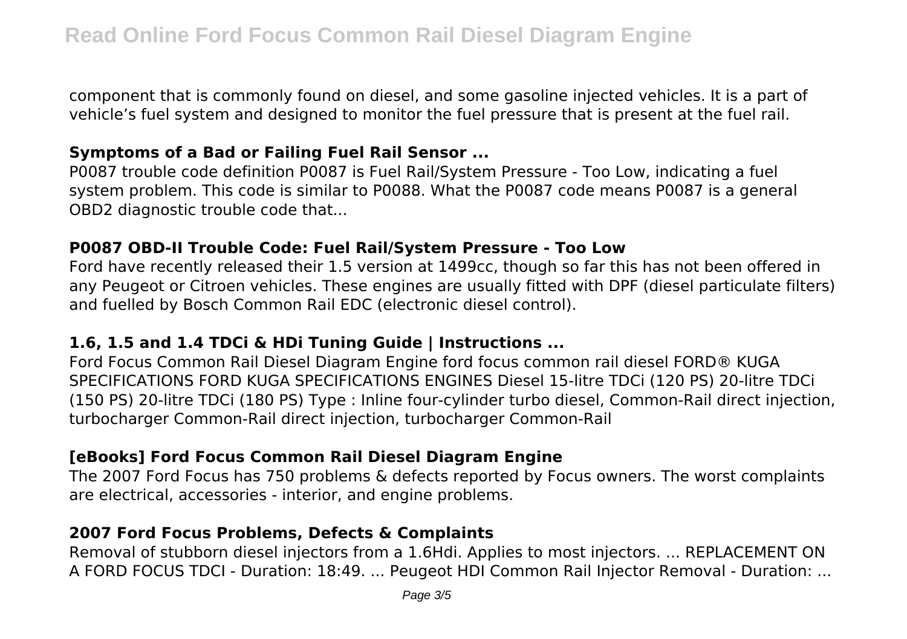component that is commonly found on diesel, and some gasoline injected vehicles. It is a part of vehicle's fuel system and designed to monitor the fuel pressure that is present at the fuel rail.

## Symptoms of a Bad or Failing Fuel Rail Sensor ...

P0087 trouble code definition P0087 is Fuel Rail/System Pressure - Too Low, indicating a fuel system problem. This code is similar to P0088. What the P0087 code means P0087 is a general OBD2 diagnostic trouble code that...

## P0087 OBD-II Trouble Code: Fuel Rail/System Pressure - Too Low

Ford have recently released their 1.5 version at 1499cc, though so far this has not been offered in any Peugeot or Citroen vehicles. These engines are usually fitted with DPF (diesel particulate filters) and fuelled by Bosch Common Rail EDC (electronic diesel control).

## 1.6, 1.5 and 1.4 TDCi & HDi Tuning Guide | Instructions ...

Ford Focus Common Rail Diesel Diagram Engine ford focus common rail diesel FORD® KUGA SPECIFICATIONS FORD KUGA SPECIFICATIONS ENGINES Diesel 15-litre TDCi (120 PS) 20-litre TDCi (150 PS) 20-litre TDCi (180 PS) Type : Inline four-cylinder turbo diesel, Common-Rail direct injection, turbocharger Common-Rail direct injection, turbocharger Common-Rail

## [eBooks] Ford Focus Common Rail Diesel Diagram Engine

The 2007 Ford Focus has 750 problems & defects reported by Focus owners. The worst complaints are electrical, accessories - interior, and engine problems.

## 2007 Ford Focus Problems, Defects & Complaints

Removal of stubborn diesel injectors from a 1.6Hdi. Applies to most injectors. ... REPLACEMENT ON A FORD FOCUS TDCI - Duration: 18:49. ... Peugeot HDI Common Rail Injector Removal - Duration: ...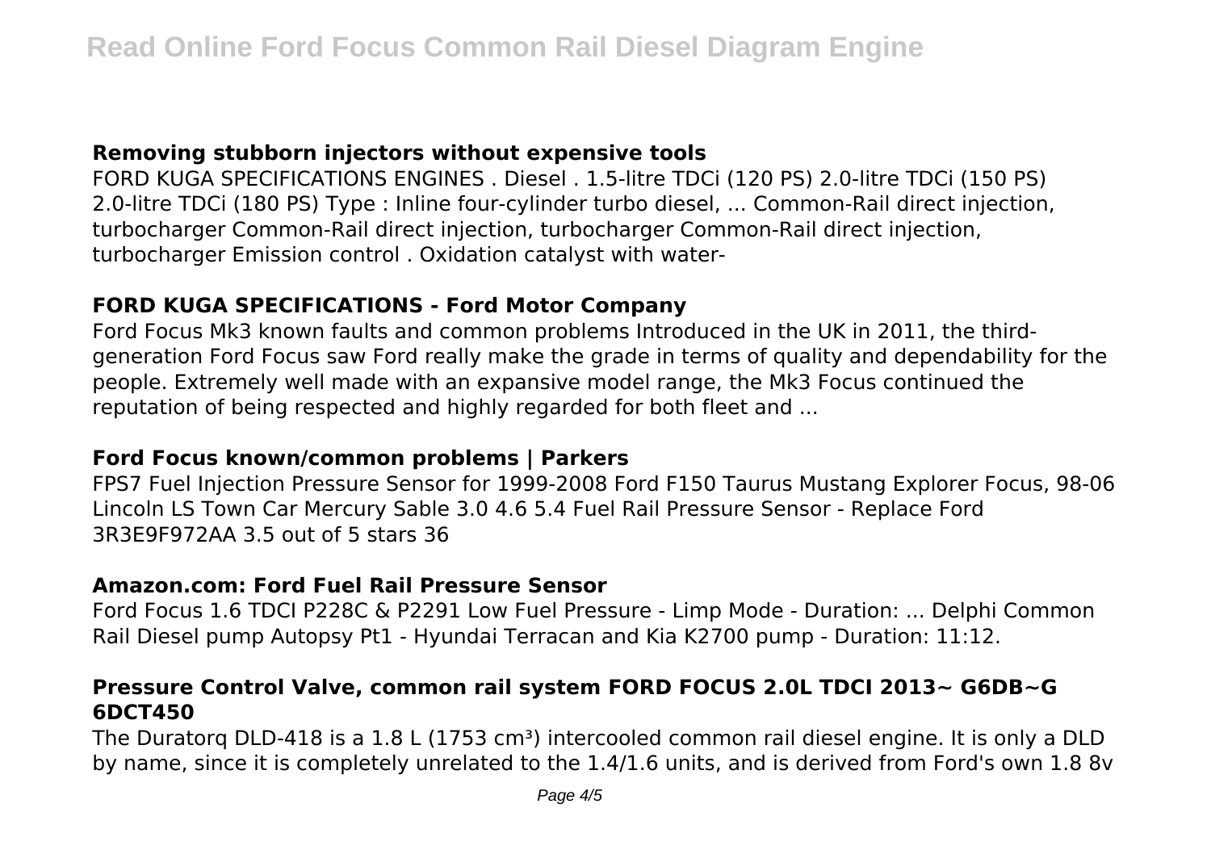### Removing stubborn injectors without expensive tools

FORD KUGA SPECIFICATIONS ENGINES . Diesel . 1.5-litre TDCi (120 PS) 2.0-litre TDCi (150 PS) 2.0-litre TDCi (180 PS) Type : Inline four-cylinder turbo diesel, ... Common-Rail direct injection, turbocharger Common-Rail direct injection, turbocharger Common-Rail direct injection, turbocharger Emission control . Oxidation catalyst with water-

### FORD KUGA SPECIFICATIONS - Ford Motor Company

Ford Focus Mk3 known faults and common problems Introduced in the UK in 2011, the third-generation Ford Focus saw Ford really make the grade in terms of quality and dependability for the people. Extremely well made with an expansive model range, the Mk3 Focus continued the reputation of being respected and highly regarded for both fleet and ...

### Ford Focus known/common problems | Parkers

FPS7 Fuel Injection Pressure Sensor for 1999-2008 Ford F150 Taurus Mustang Explorer Focus, 98-06 Lincoln LS Town Car Mercury Sable 3.0 4.6 5.4 Fuel Rail Pressure Sensor - Replace Ford 3R3E9F972AA 3.5 out of 5 stars 36

### Amazon.com: Ford Fuel Rail Pressure Sensor

Ford Focus 1.6 TDCI P228C & P2291 Low Fuel Pressure - Limp Mode - Duration: ... Delphi Common Rail Diesel pump Autopsy Pt1 - Hyundai Terracan and Kia K2700 pump - Duration: 11:12.

### Pressure Control Valve, common rail system FORD FOCUS 2.0L TDCI 2013~ G6DB~G 6DCT450

The Duratorq DLD-418 is a 1.8 L (1753 cm³) intercooled common rail diesel engine. It is only a DLD by name, since it is completely unrelated to the 1.4/1.6 units, and is derived from Ford's own 1.8 8v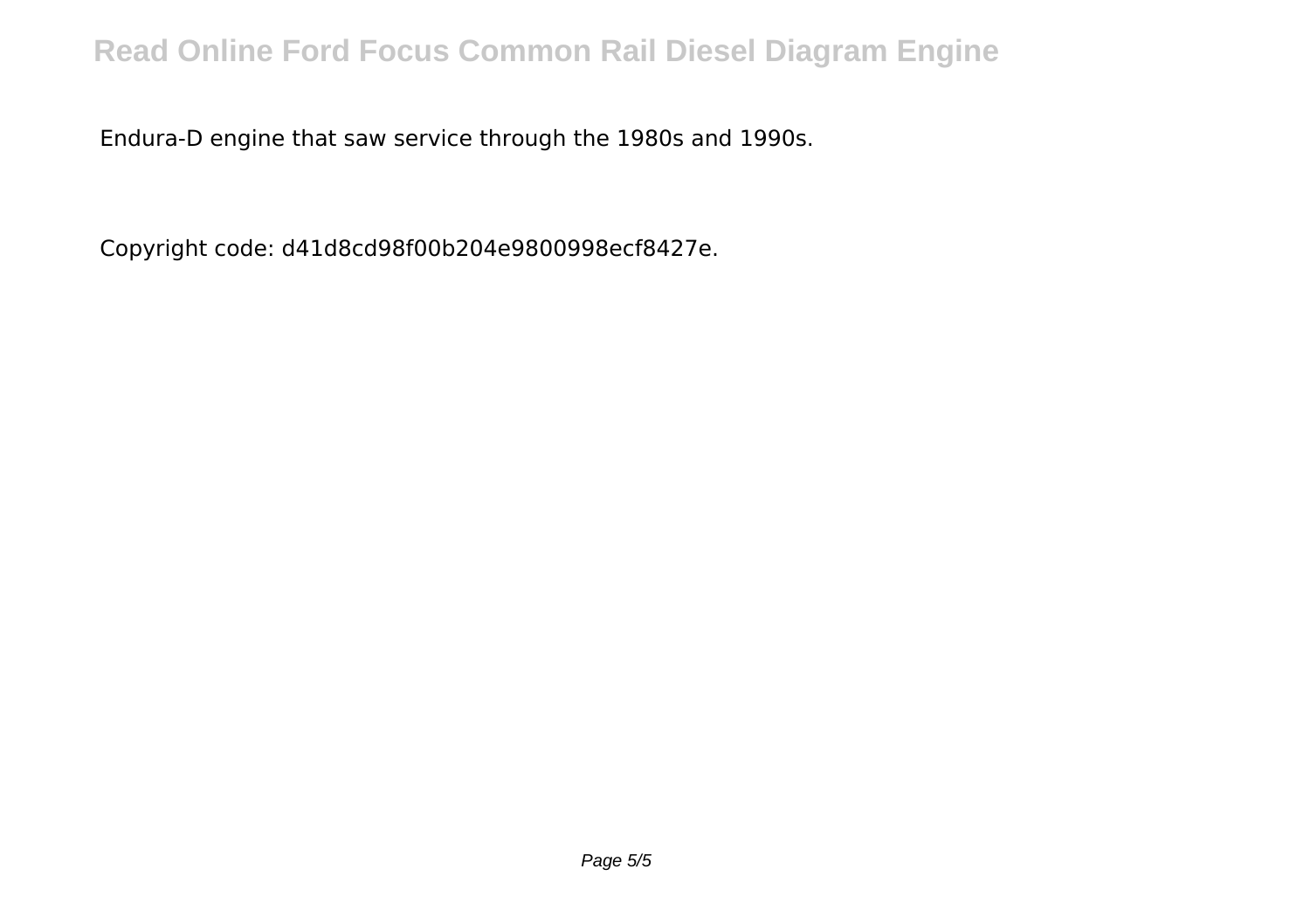Endura-D engine that saw service through the 1980s and 1990s.

Copyright code: d41d8cd98f00b204e9800998ecf8427e.